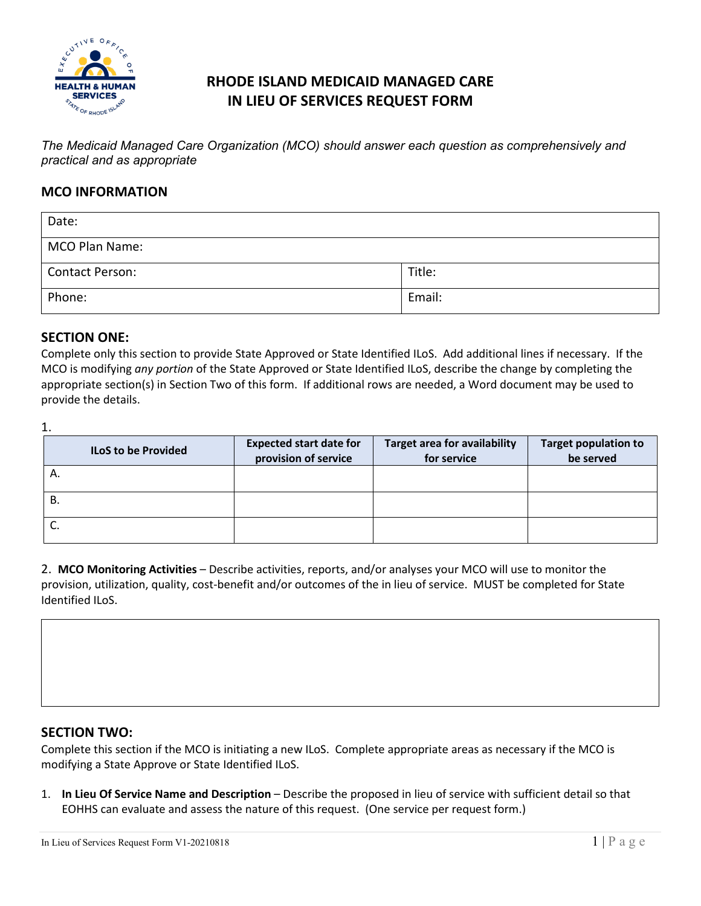# RHODE ISLAND MEDICAID MANAGED CARE IN LIEU OF SERVICES REQUEST FORM

*The Medicaid Managed Care Organization (MCO) should answer each question as comprehensively and practical and as appropriate*

## MCO INFORMATION

| Date: | |
|---|---|
| MCO Plan Name: | |
| Contact Person: | Title: |
| Phone: | Email: |

## SECTION ONE:

Complete only this section to provide State Approved or State Identified ILoS. Add additional lines if necessary. If the MCO is modifying *any portion* of the State Approved or State Identified ILoS, describe the change by completing the appropriate section(s) in Section Two of this form. If additional rows are needed, a Word document may be used to provide the details.

1.

| ILoS to be Provided | Expected start date for provision of service | Target area for availability for service | Target population to be served |
|---|---|---|---|
| A. | | | |
| B. | | | |
| C. | | | |

2. **MCO Monitoring Activities** – Describe activities, reports, and/or analyses your MCO will use to monitor the provision, utilization, quality, cost-benefit and/or outcomes of the in lieu of service. MUST be completed for State Identified ILoS.

| |
|---|
| |

## SECTION TWO:

Complete this section if the MCO is initiating a new ILoS. Complete appropriate areas as necessary if the MCO is modifying a State Approve or State Identified ILoS.

1. **In Lieu Of Service Name and Description** – Describe the proposed in lieu of service with sufficient detail so that EOHHS can evaluate and assess the nature of this request. (One service per request form.)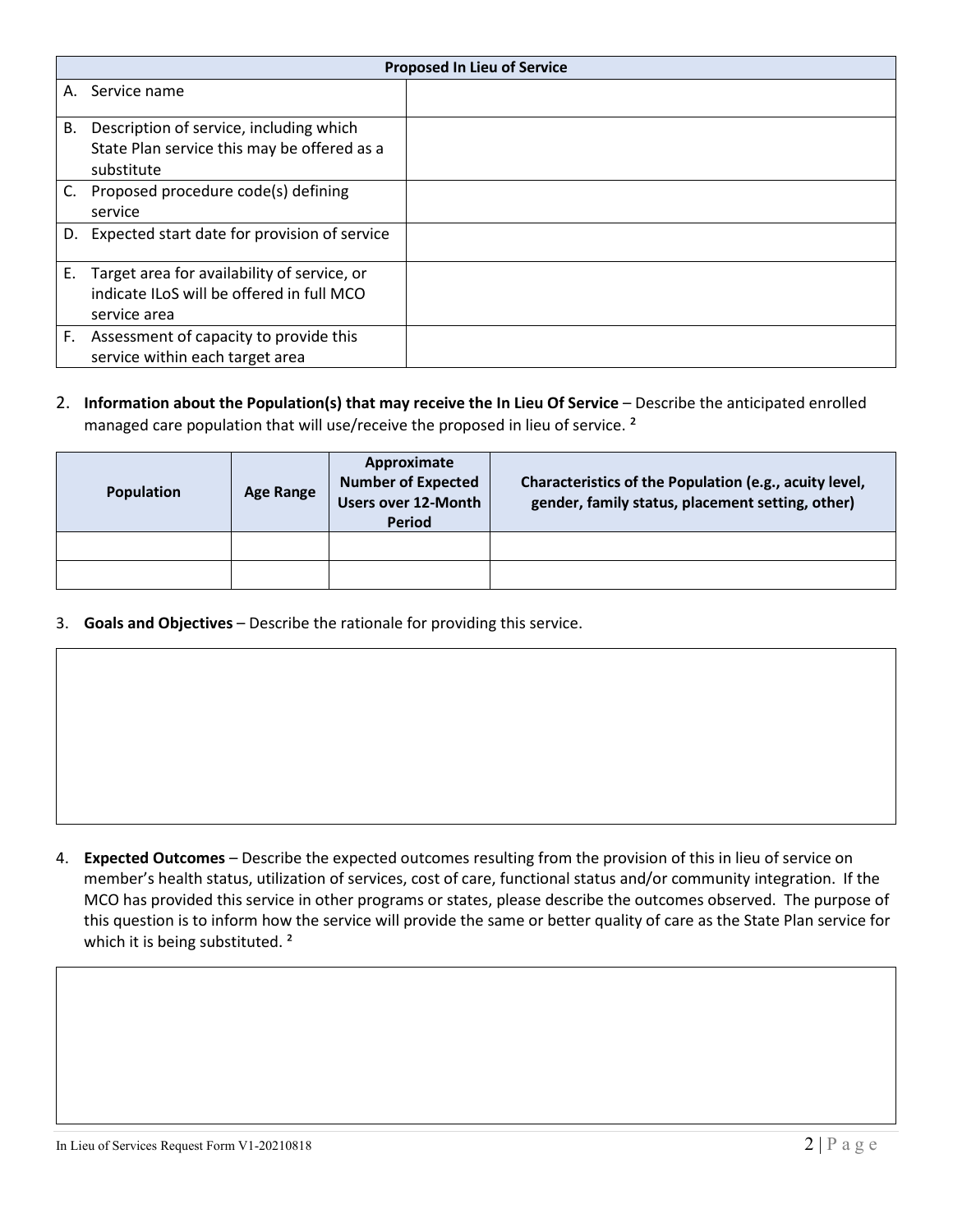| Proposed In Lieu of Service | |
|---|---|
| A. Service name | |
| B. Description of service, including which State Plan service this may be offered as a substitute | |
| C. Proposed procedure code(s) defining service | |
| D. Expected start date for provision of service | |
| E. Target area for availability of service, or indicate ILoS will be offered in full MCO service area | |
| F. Assessment of capacity to provide this service within each target area | |

2. **Information about the Population(s) that may receive the In Lieu Of Service** – Describe the anticipated enrolled managed care population that will use/receive the proposed in lieu of service. [2]

| Population | Age Range | Approximate Number of Expected Users over 12-Month Period | Characteristics of the Population (e.g., acuity level, gender, family status, placement setting, other) |
|---|---|---|---|
| | | | |
| | | | |

3. **Goals and Objectives** – Describe the rationale for providing this service.

4. **Expected Outcomes** – Describe the expected outcomes resulting from the provision of this in lieu of service on member's health status, utilization of services, cost of care, functional status and/or community integration. If the MCO has provided this service in other programs or states, please describe the outcomes observed. The purpose of this question is to inform how the service will provide the same or better quality of care as the State Plan service for which it is being substituted. [2]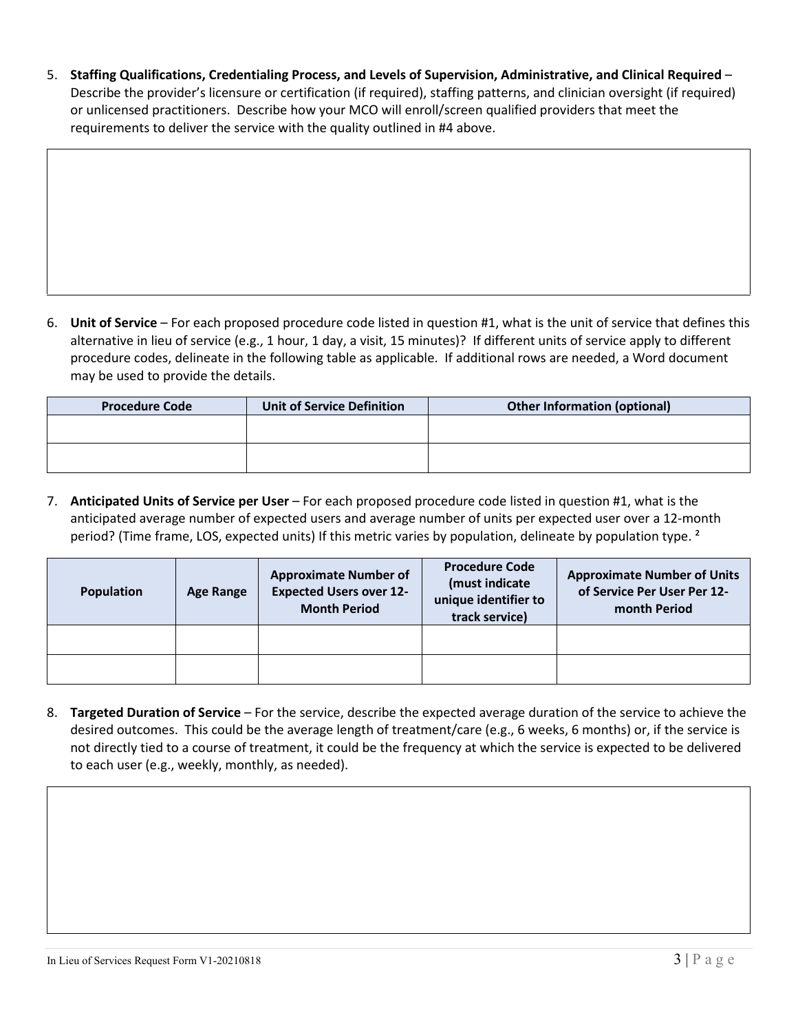5. **Staffing Qualifications, Credentialing Process, and Levels of Supervision, Administrative, and Clinical Required** – Describe the provider's licensure or certification (if required), staffing patterns, and clinician oversight (if required) or unlicensed practitioners. Describe how your MCO will enroll/screen qualified providers that meet the requirements to deliver the service with the quality outlined in #4 above.

| |
|---|
| |

6. **Unit of Service** – For each proposed procedure code listed in question #1, what is the unit of service that defines this alternative in lieu of service (e.g., 1 hour, 1 day, a visit, 15 minutes)? If different units of service apply to different procedure codes, delineate in the following table as applicable. If additional rows are needed, a Word document may be used to provide the details.

| Procedure Code | Unit of Service Definition | Other Information (optional) |
|---|---|---|
| | | |
| | | |

7. **Anticipated Units of Service per User** – For each proposed procedure code listed in question #1, what is the anticipated average number of expected users and average number of units per expected user over a 12-month period? (Time frame, LOS, expected units) If this metric varies by population, delineate by population type. [2]

| Population | Age Range | Approximate Number of Expected Users over 12-Month Period | Procedure Code (must indicate unique identifier to track service) | Approximate Number of Units of Service Per User Per 12-month Period |
|---|---|---|---|---|
| | | | | |
| | | | | |

8. **Targeted Duration of Service** – For the service, describe the expected average duration of the service to achieve the desired outcomes. This could be the average length of treatment/care (e.g., 6 weeks, 6 months) or, if the service is not directly tied to a course of treatment, it could be the frequency at which the service is expected to be delivered to each user (e.g., weekly, monthly, as needed).

| |
|---|
| |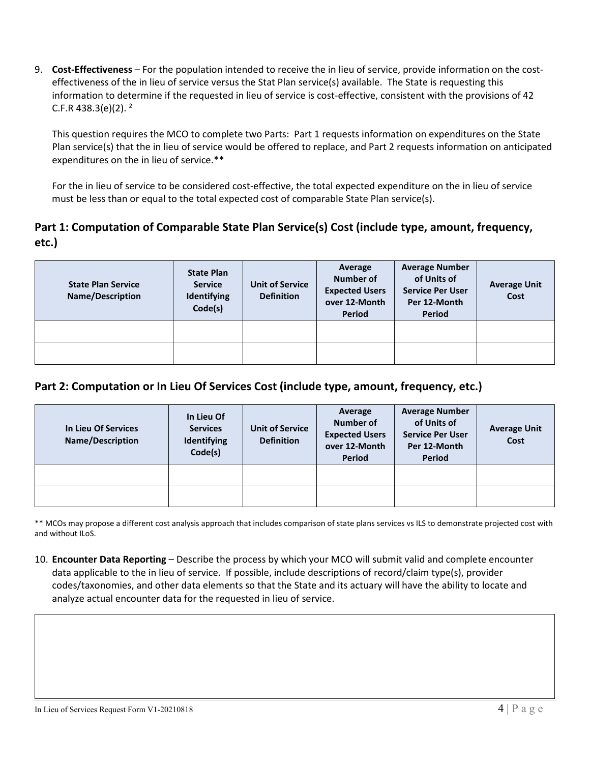9. **Cost-Effectiveness** – For the population intended to receive the in lieu of service, provide information on the cost-effectiveness of the in lieu of service versus the Stat Plan service(s) available. The State is requesting this information to determine if the requested in lieu of service is cost-effective, consistent with the provisions of 42 C.F.R 438.3(e)(2). [2]

   This question requires the MCO to complete two Parts: Part 1 requests information on expenditures on the State Plan service(s) that the in lieu of service would be offered to replace, and Part 2 requests information on anticipated expenditures on the in lieu of service.**

   For the in lieu of service to be considered cost-effective, the total expected expenditure on the in lieu of service must be less than or equal to the total expected cost of comparable State Plan service(s).

## Part 1: Computation of Comparable State Plan Service(s) Cost (include type, amount, frequency, etc.)

| State Plan Service Name/Description | State Plan Service Identifying Code(s) | Unit of Service Definition | Average Number of Expected Users over 12-Month Period | Average Number of Units of Service Per User Per 12-Month Period | Average Unit Cost |
|---|---|---|---|---|---|
| | | | | | |
| | | | | | |

## Part 2: Computation or In Lieu Of Services Cost (include type, amount, frequency, etc.)

| In Lieu Of Services Name/Description | In Lieu Of Services Identifying Code(s) | Unit of Service Definition | Average Number of Expected Users over 12-Month Period | Average Number of Units of Service Per User Per 12-Month Period | Average Unit Cost |
|---|---|---|---|---|---|
| | | | | | |
| | | | | | |

** MCOs may propose a different cost analysis approach that includes comparison of state plans services vs ILS to demonstrate projected cost with and without ILoS.

10. **Encounter Data Reporting** – Describe the process by which your MCO will submit valid and complete encounter data applicable to the in lieu of service. If possible, include descriptions of record/claim type(s), provider codes/taxonomies, and other data elements so that the State and its actuary will have the ability to locate and analyze actual encounter data for the requested in lieu of service.

| |
|---|
| |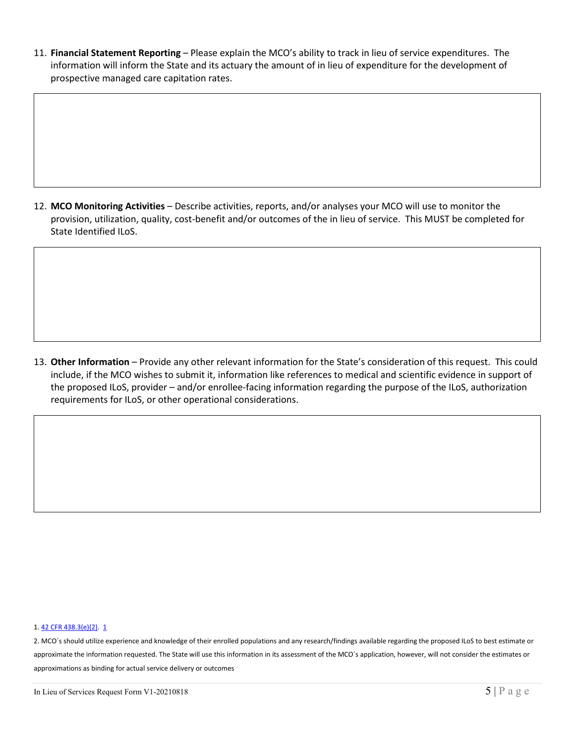11. **Financial Statement Reporting** – Please explain the MCO's ability to track in lieu of service expenditures. The information will inform the State and its actuary the amount of in lieu of expenditure for the development of prospective managed care capitation rates.

12. **MCO Monitoring Activities** – Describe activities, reports, and/or analyses your MCO will use to monitor the provision, utilization, quality, cost-benefit and/or outcomes of the in lieu of service. This MUST be completed for State Identified ILoS.

13. **Other Information** – Provide any other relevant information for the State's consideration of this request. This could include, if the MCO wishes to submit it, information like references to medical and scientific evidence in support of the proposed ILoS, provider – and/or enrollee-facing information regarding the purpose of the ILoS, authorization requirements for ILoS, or other operational considerations.

1. 42 CFR 438.3(e)(2). 1

2. MCO´s should utilize experience and knowledge of their enrolled populations and any research/findings available regarding the proposed ILoS to best estimate or approximate the information requested. The State will use this information in its assessment of the MCO´s application, however, will not consider the estimates or approximations as binding for actual service delivery or outcomes